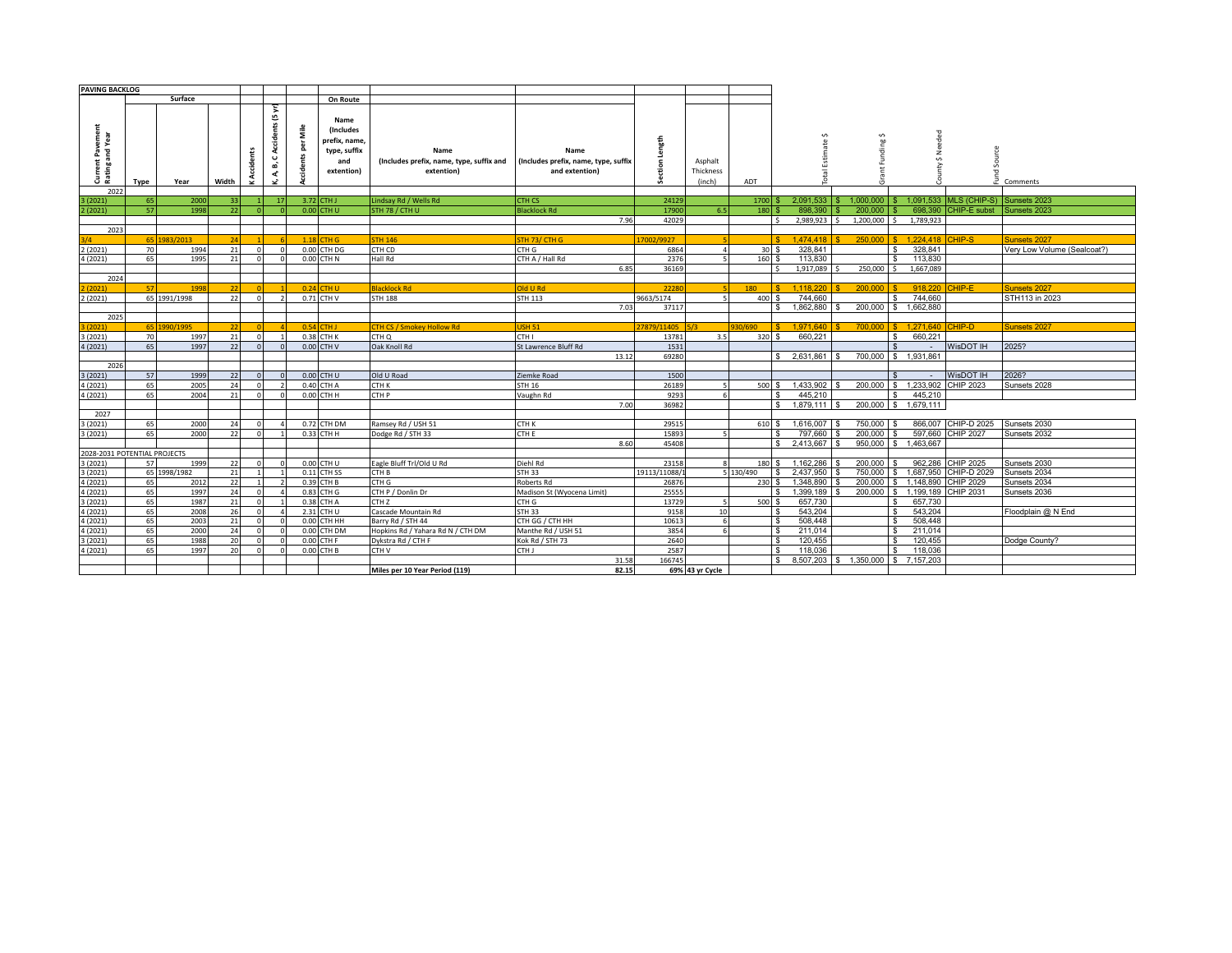**PAVING BACKLOG**

| Current Pavement Rating and Year | Surface Type | Surface Year | Width | K Accidents | K, A, B, C Accidents (5 yr) | Accidents per Mile | On Route Name (Includes prefix, name, type, suffix and extention) | Name (Includes prefix, name, type, suffix and extention) | Name (Includes prefix, name, type, suffix and extention) | Section Length | Asphalt Thickness (inch) | ADT | Total Estimate $ | Grant Funding $ | County $ Needed | Fund Source | Comments |
|---|---|---|---|---|---|---|---|---|---|---|---|---|---|---|---|---|---|
| 2022 | | | | | | | | | | | | | | | | | |
| 3 (2021) | 65 | 2000 | 33 | 1 | 17 | 3.72 | CTH J | Lindsay Rd / Wells Rd | CTH CS | 24129 | | 1700 | $ 2,091,533 | $ 1,000,000 | $ 1,091,533 | MLS (CHIP-S) | Sunsets 2023 |
| 2 (2021) | 57 | 1998 | 22 | 0 | 0 | 0.00 | CTH U | STH 78 / CTH U | Blacklock Rd | 17900 | 6.5 | 180 | $ 898,390 | $ 200,000 | $ 698,390 | CHIP-E subst | Sunsets 2023 |
| | | | | | | | | | 7.96 | 42029 | | | $ 2,989,923 | $ 1,200,000 | $ 1,789,923 | | |
| 2023 | | | | | | | | | | | | | | | | | |
| 3/4 | 65 | 1983/2013 | 24 | 1 | 6 | 1.18 | CTH G | STH 146 | STH 73/ CTH G | 17002/9927 | 5 | | $ 1,474,418 | $ 250,000 | $ 1,224,418 | CHIP-S | Sunsets 2027 |
| 2 (2021) | 70 | 1994 | 21 | 0 | 0 | 0.00 | CTH DG | CTH CD | CTH G | 6864 | 4 | 30 | $ 328,841 | | $ 328,841 | | Very Low Volume (Sealcoat?) |
| 4 (2021) | 65 | 1995 | 21 | 0 | 0 | 0.00 | CTH N | Hall Rd | CTH A / Hall Rd | 2376 | 5 | 160 | $ 113,830 | | $ 113,830 | | |
| | | | | | | | | | 6.85 | 36169 | | | $ 1,917,089 | $ 250,000 | $ 1,667,089 | | |
| 2024 | | | | | | | | | | | | | | | | | |
| 2 (2021) | 57 | 1998 | 22 | 0 | 1 | 0.24 | CTH U | Blacklock Rd | Old U Rd | 22280 | 5 | 180 | $ 1,118,220 | $ 200,000 | $ 918,220 | CHIP-E | Sunsets 2027 |
| 2 (2021) | 65 | 1991/1998 | 22 | 0 | 2 | 0.71 | CTH V | STH 188 | STH 113 | 9663/5174 | 5 | 400 | $ 744,660 | | $ 744,660 | | STH113 in 2023 |
| | | | | | | | | | 7.03 | 37117 | | | $ 1,862,880 | $ 200,000 | $ 1,662,880 | | |
| 2025 | | | | | | | | | | | | | | | | | |
| 3 (2021) | 65 | 1990/1995 | 22 | 0 | 4 | 0.54 | CTH J | CTH CS / Smokey Hollow Rd | USH 51 | 27879/11405 | 5/3 | 930/690 | $ 1,971,640 | $ 700,000 | $ 1,271,640 | CHIP-D | Sunsets 2027 |
| 3 (2021) | 70 | 1997 | 21 | 0 | 1 | 0.38 | CTH K | CTH Q | CTH I | 13781 | 3.5 | 320 | $ 660,221 | | $ 660,221 | | |
| 4 (2021) | 65 | 1997 | 22 | 0 | 0 | 0.00 | CTH V | Oak Knoll Rd | St Lawrence Bluff Rd | 1531 | | | | | $ - | WisDOT IH | 2025? |
| | | | | | | | | | 13.12 | 69280 | | | $ 2,631,861 | $ 700,000 | $ 1,931,861 | | |
| 2026 | | | | | | | | | | | | | | | | | |
| 3 (2021) | 57 | 1999 | 22 | 0 | 0 | 0.00 | CTH U | Old U Road | Ziemke Road | 1500 | | | | | $ - | WisDOT IH | 2026? |
| 4 (2021) | 65 | 2005 | 24 | 0 | 2 | 0.40 | CTH A | CTH K | STH 16 | 26189 | 5 | 500 | $ 1,433,902 | $ 200,000 | $ 1,233,902 | CHIP 2023 | Sunsets 2028 |
| 4 (2021) | 65 | 2004 | 21 | 0 | 0 | 0.00 | CTH H | CTH P | Vaughn Rd | 9293 | 6 | | $ 445,210 | | $ 445,210 | | |
| | | | | | | | | | 7.00 | 36982 | | | $ 1,879,111 | $ 200,000 | $ 1,679,111 | | |
| 2027 | | | | | | | | | | | | | | | | | |
| 3 (2021) | 65 | 2000 | 24 | 0 | 4 | 0.72 | CTH DM | Ramsey Rd / USH 51 | CTH K | 29515 | | 610 | $ 1,616,007 | $ 750,000 | $ 866,007 | CHIP-D 2025 | Sunsets 2030 |
| 3 (2021) | 65 | 2000 | 22 | 0 | 1 | 0.33 | CTH H | Dodge Rd / STH 33 | CTH E | 15893 | 5 | | $ 797,660 | $ 200,000 | $ 597,660 | CHIP 2027 | Sunsets 2032 |
| | | | | | | | | | 8.60 | 45408 | | | $ 2,413,667 | $ 950,000 | $ 1,463,667 | | |
| 2028-2031 POTENTIAL PROJECTS | | | | | | | | | | | | | | | | | |
| 3 (2021) | 57 | 1999 | 22 | 0 | 0 | 0.00 | CTH U | Eagle Bluff Trl/Old U Rd | Diehl Rd | 23158 | 8 | 180 | $ 1,162,286 | $ 200,000 | $ 962,286 | CHIP 2025 | Sunsets 2030 |
| 3 (2021) | 65 | 1998/1982 | 21 | 1 | 1 | 0.11 | CTH SS | CTH B | STH 33 | 19113/11088/1 | 5 | 130/490 | $ 2,437,950 | $ 750,000 | $ 1,687,950 | CHIP-D 2029 | Sunsets 2034 |
| 4 (2021) | 65 | 2012 | 22 | 1 | 2 | 0.39 | CTH B | CTH G | Roberts Rd | 26876 | | 230 | $ 1,348,890 | $ 200,000 | $ 1,148,890 | CHIP 2029 | Sunsets 2034 |
| 4 (2021) | 65 | 1997 | 24 | 0 | 4 | 0.83 | CTH G | CTH P / Donlin Dr | Madison St (Wyocena Limit) | 25555 | | | $ 1,399,189 | $ 200,000 | $ 1,199,189 | CHIP 2031 | Sunsets 2036 |
| 3 (2021) | 65 | 1987 | 21 | 0 | 1 | 0.38 | CTH A | CTH Z | CTH G | 13729 | 5 | 500 | $ 657,730 | | $ 657,730 | | |
| 4 (2021) | 65 | 2008 | 26 | 0 | 4 | 2.31 | CTH U | Cascade Mountain Rd | STH 33 | 9158 | 10 | | $ 543,204 | | $ 543,204 | | Floodplain @ N End |
| 4 (2021) | 65 | 2003 | 21 | 0 | 0 | 0.00 | CTH HH | Barry Rd / STH 44 | CTH GG / CTH HH | 10613 | 6 | | $ 508,448 | | $ 508,448 | | |
| 4 (2021) | 65 | 2000 | 24 | 0 | 0 | 0.00 | CTH DM | Hopkins Rd / Yahara Rd N / CTH DM | Manthe Rd / USH 51 | 3854 | 6 | | $ 211,014 | | $ 211,014 | | |
| 3 (2021) | 65 | 1988 | 20 | 0 | 0 | 0.00 | CTH F | Dykstra Rd / CTH F | Kok Rd / STH 73 | 2640 | | | $ 120,455 | | $ 120,455 | | Dodge County? |
| 4 (2021) | 65 | 1997 | 20 | 0 | 0 | 0.00 | CTH B | CTH V | CTH J | 2587 | | | $ 118,036 | | $ 118,036 | | |
| | | | | | | | | | 31.58 | 166745 | | | $ 8,507,203 | $ 1,350,000 | $ 7,157,203 | | |
| | | | | | | | | Miles per 10 Year Period (119) | 82.15 | 69% | 43 yr Cycle | | | | | | |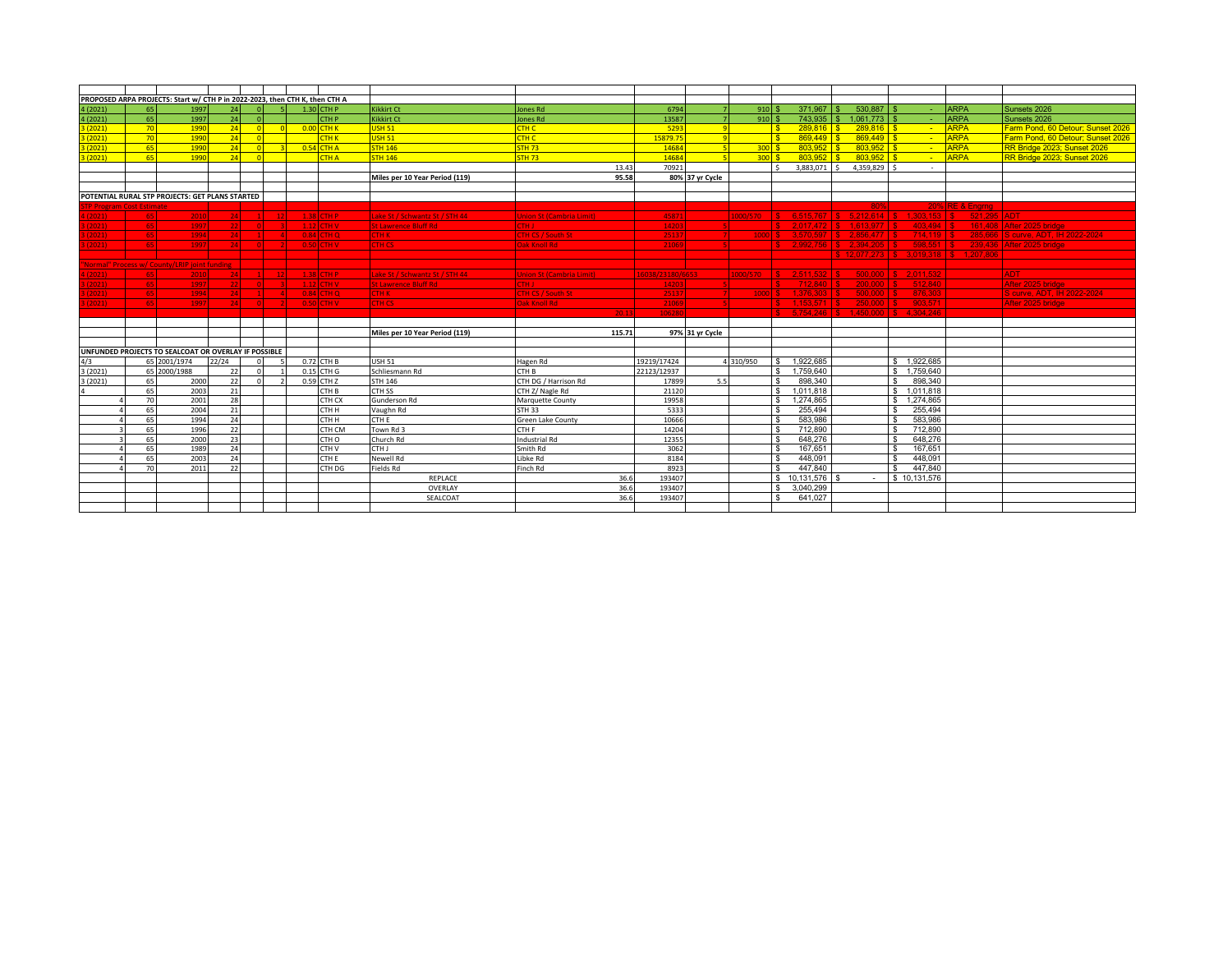| | | | | | | | | | | | | | | | | | | |
|---|---|---|---|---|---|---|---|---|---|---|---|---|---|---|---|---|---|---|
| PROPOSED ARPA PROJECTS: Start w/ CTH P in 2022-2023, then CTH K, then CTH A | | | | | | | | | | | | | | | | | | |
| 4 (2021) | 65 | 1997 | 24 | 0 | | 5 | 1.30 | CTH P | Kikkirt Ct | Jones Rd | 6794 | 7 | 910 | $ 371,967 | $ 530,887 | $ - | ARPA | Sunsets 2026 |
| 4 (2021) | 65 | 1997 | 24 | 0 | | | | CTH P | Kikkirt Ct | Jones Rd | 13587 | 7 | 910 | $ 743,935 | $ 1,061,773 | $ - | ARPA | Sunsets 2026 |
| 3 (2021) | 70 | 1990 | 24 | 0 | | 0 | 0.00 | CTH K | USH 51 | CTH C | 5293 | 9 | | $ 289,816 | $ 289,816 | $ - | ARPA | Farm Pond, 60 Detour; Sunset 2026 |
| 3 (2021) | 70 | 1990 | 24 | 0 | | | | CTH K | USH 51 | CTH C | 15879.75 | 9 | | $ 869,449 | $ 869,449 | $ - | ARPA | Farm Pond, 60 Detour; Sunset 2026 |
| 3 (2021) | 65 | 1990 | 24 | 0 | | 3 | 0.54 | CTH A | STH 146 | STH 73 | 14684 | 5 | 300 | $ 803,952 | $ 803,952 | $ - | ARPA | RR Bridge 2023; Sunset 2026 |
| 3 (2021) | 65 | 1990 | 24 | 0 | | | | CTH A | STH 146 | STH 73 | 14684 | 5 | 300 | $ 803,952 | $ 803,952 | $ - | ARPA | RR Bridge 2023; Sunset 2026 |
| | | | | | | | | | | 13.43 | 70921 | | | $ 3,883,071 | $ 4,359,829 | $ - | | |
| | | | | | | | | | Miles per 10 Year Period (119) | 95.58 | | 80% 37 yr Cycle | | | | | | |
| | | | | | | | | | | | | | | | | | | |
| POTENTIAL RURAL STP PROJECTS: GET PLANS STARTED | | | | | | | | | | | | | | | | | | |
| STP Program Cost Estimate | | | | | | | | | | | | | | | 80% | | 20% RE & Enginrg | |
| 4 (2021) | 65 | 2010 | 24 | 1 | | 12 | 1.38 | CTH P | Lake St / Schwantz St / STH 44 | Union St (Cambria Limit) | 45871 | | 1000/570 | $ 6,515,767 | $ 5,212,614 | $ 1,303,153 | $ 521,296 | ADT |
| 3 (2021) | 65 | 1997 | 22 | 0 | | 3 | 1.12 | CTH V | St Lawrence Bluff Rd | CTH J | 14203 | 5 | | $ 2,017,472 | $ 1,613,977 | $ 403,494 | $ 161,408 | After 2025 bridge |
| 3 (2021) | 65 | 1994 | 24 | 1 | | 4 | 0.84 | CTH O | CTH K | CTH CS / South St | 25137 | 7 | 1000 | $ 3,570,597 | $ 2,856,477 | $ 714,119 | $ 285,606 | S curve, ADT, IH 2022-2024 |
| 3 (2021) | 65 | 1997 | 24 | 0 | | 2 | 0.50 | CTH V | CTH CS | Oak Knoll Rd | 21069 | 5 | | $ 2,992,756 | $ 2,394,205 | $ 598,551 | $ 239,436 | After 2025 bridge |
| | | | | | | | | | | | | | | | $ 12,077,273 | $ 3,019,318 | $ 1,207,806 | |
| "Normal" Process w/ County/LRIP Joint Funding | | | | | | | | | | | | | | | | | | |
| 4 (2021) | 65 | 2010 | 24 | 1 | | 12 | 1.38 | CTH P | Lake St / Schwantz St / STH 44 | Union St (Cambria Limit) | 16038/23180/6653 | | 1000/570 | $ 2,511,532 | $ 500,000 | $ 2,011,532 | | ADT |
| 3 (2021) | 65 | 1997 | 22 | 0 | | 3 | 1.12 | CTH V | St Lawrence Bluff Rd | CTH J | 14203 | 5 | | $ 712,840 | $ 200,000 | $ 512,840 | | After 2025 bridge |
| 3 (2021) | 65 | 1994 | 24 | 1 | | 4 | 0.84 | CTH O | CTH K | CTH CS / South St | 25137 | 7 | 1000 | $ 1,376,303 | $ 500,000 | $ 876,303 | | S curve, ADT, IH 2022-2024 |
| 3 (2021) | 65 | 1997 | 24 | 0 | | 2 | 0.50 | CTH V | CTH CS | Oak Knoll Rd | 21069 | 5 | | $ 1,153,571 | $ 250,000 | $ 903,571 | | After 2025 bridge |
| | | | | | | | | | | 20.13 | 106290 | | | $ 5,754,246 | $ 1,450,000 | $ 4,304,246 | | |
| | | | | | | | | | | | | | | | | | | |
| | | | | | | | | | Miles per 10 Year Period (119) | 115.71 | | 97% 31 yr Cycle | | | | | | |
| | | | | | | | | | | | | | | | | | | |
| UNFUNDED PROJECTS TO SEALCOAT OR OVERLAY IF POSSIBLE | | | | | | | | | | | | | | | | | | |
| 4/3 | 65 | 2001/1974 | 22/24 | 0 | | 5 | 0.72 | CTH B | USH 51 | Hagen Rd | 19219/17424 | 4 | 310/950 | $ 1,922,685 | | $ 1,922,685 | | |
| 3 (2021) | 65 | 2000/1988 | 22 | 0 | | 1 | 0.15 | CTH G | Schliesmann Rd | CTH B | 22123/12937 | | | $ 1,759,640 | | $ 1,759,640 | | |
| 3 (2021) | 65 | 2000 | 22 | 0 | | 2 | 0.59 | CTH Z | STH 146 | CTH DG / Harrison Rd | 17899 | 5.5 | | $ 898,340 | | $ 898,340 | | |
| 4 | 65 | 2003 | 21 | | | | | CTH B | CTH SS | CTH Z/ Nagle Rd | 21120 | | | $ 1,011,818 | | $ 1,011,818 | | |
| 4 | 70 | 2001 | 28 | | | | | CTH CX | Gunderson Rd | Marquette County | 19958 | | | $ 1,274,865 | | $ 1,274,865 | | |
| 4 | 65 | 2004 | 21 | | | | | CTH H | Vaughn Rd | STH 33 | 5333 | | | $ 255,494 | | $ 255,494 | | |
| 4 | 65 | 1994 | 24 | | | | | CTH H | CTH E | Green Lake County | 10666 | | | $ 583,986 | | $ 583,986 | | |
| 3 | 65 | 1996 | 22 | | | | | CTH CM | Town Rd 3 | CTH F | 14204 | | | $ 712,890 | | $ 712,890 | | |
| 3 | 65 | 2000 | 23 | | | | | CTH O | Church Rd | Industrial Rd | 12355 | | | $ 648,276 | | $ 648,276 | | |
| 4 | 65 | 1989 | 24 | | | | | CTH V | CTH J | Smith Rd | 3062 | | | $ 167,651 | | $ 167,651 | | |
| 4 | 65 | 2003 | 24 | | | | | CTH E | Newell Rd | Libke Rd | 8184 | | | $ 448,091 | | $ 448,091 | | |
| 4 | 70 | 2011 | 22 | | | | | CTH DG | Fields Rd | Finch Rd | 8923 | | | $ 447,840 | | $ 447,840 | | |
| | | | | | | | | | REPLACE | 36.6 | 193407 | | | $ 10,131,576 | $ - | $ 10,131,576 | | |
| | | | | | | | | | OVERLAY | 36.6 | 193407 | | | $ 3,040,299 | | | | |
| | | | | | | | | | SEALCOAT | 36.6 | 193407 | | | $ 641,027 | | | | |